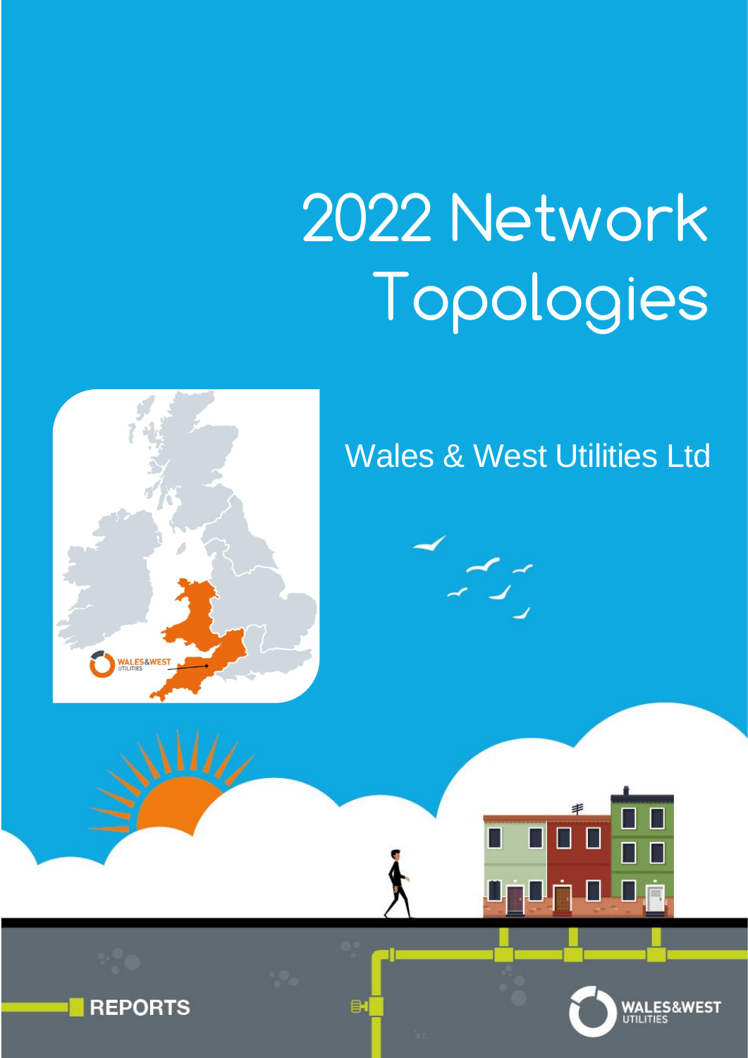# 2022 Network Topologies

Wales & West Utilities Ltd

REPORTS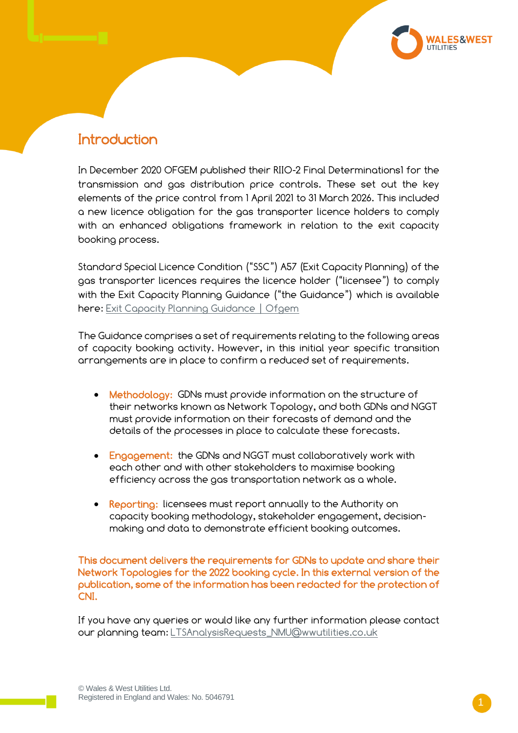## Introduction

In December 2020 OFGEM published their RIIO-2 Final Determinations1 for the transmission and gas distribution price controls. These set out the key elements of the price control from 1 April 2021 to 31 March 2026. This included a new licence obligation for the gas transporter licence holders to comply with an enhanced obligations framework in relation to the exit capacity booking process.

Standard Special Licence Condition ("SSC") A57 (Exit Capacity Planning) of the gas transporter licences requires the licence holder ("licensee") to comply with the Exit Capacity Planning Guidance ("the Guidance") which is available here: [Exit Capacity Planning Guidance | Ofgem]()

The Guidance comprises a set of requirements relating to the following areas of capacity booking activity. However, in this initial year specific transition arrangements are in place to confirm a reduced set of requirements.

- **Methodology:** GDNs must provide information on the structure of their networks known as Network Topology, and both GDNs and NGGT must provide information on their forecasts of demand and the details of the processes in place to calculate these forecasts.
- **Engagement:** the GDNs and NGGT must collaboratively work with each other and with other stakeholders to maximise booking efficiency across the gas transportation network as a whole.
- **Reporting:** licensees must report annually to the Authority on capacity booking methodology, stakeholder engagement, decision-making and data to demonstrate efficient booking outcomes.

**This document delivers the requirements for GDNs to update and share their Network Topologies for the 2022 booking cycle. In this external version of the publication, some of the information has been redacted for the protection of CNI.**

If you have any queries or would like any further information please contact our planning team: LTSAnalysisRequests_NMU@wwutilities.co.uk

© Wales & West Utilities Ltd.
Registered in England and Wales: No. 5046791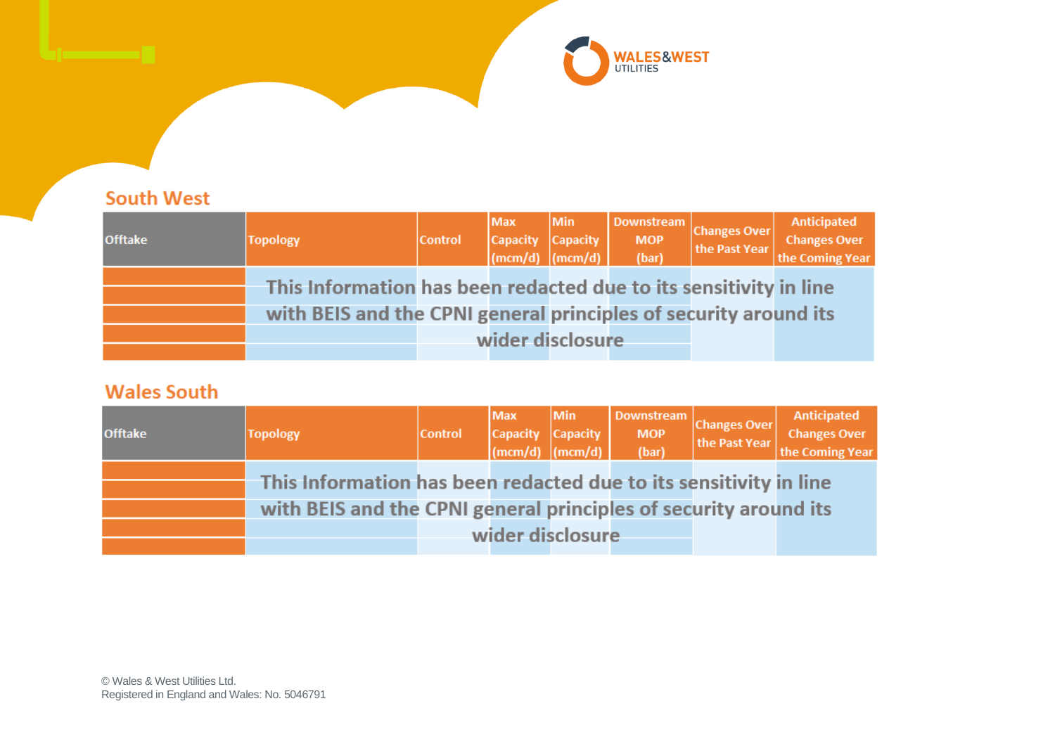## South West

| Offtake | Topology | Control | Max Capacity (mcm/d) | Min Capacity (mcm/d) | Downstream MOP (bar) | Changes Over the Past Year | Anticipated Changes Over the Coming Year |
|---|---|---|---|---|---|---|---|
| | | | | | | | |
| | | | | | | | |
| | | | | | | | |
| | | | | | | | |
| | | | | | | | |

This Information has been redacted due to its sensitivity in line with BEIS and the CPNI general principles of security around its wider disclosure

## Wales South

| Offtake | Topology | Control | Max Capacity (mcm/d) | Min Capacity (mcm/d) | Downstream MOP (bar) | Changes Over the Past Year | Anticipated Changes Over the Coming Year |
|---|---|---|---|---|---|---|---|
| | | | | | | | |
| | | | | | | | |
| | | | | | | | |
| | | | | | | | |
| | | | | | | | |

This Information has been redacted due to its sensitivity in line with BEIS and the CPNI general principles of security around its wider disclosure

© Wales & West Utilities Ltd.
Registered in England and Wales: No. 5046791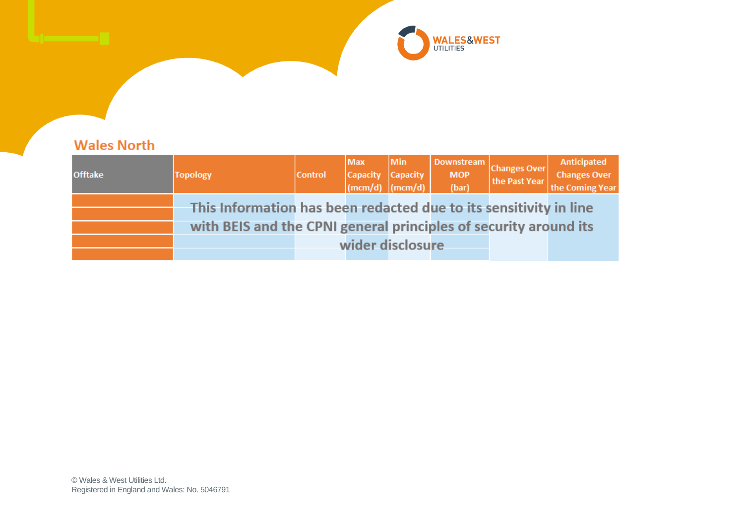## Wales North

| Offtake | Topology | Control | Max Capacity (mcm/d) | Min Capacity (mcm/d) | Downstream MOP (bar) | Changes Over the Past Year | Anticipated Changes Over the Coming Year |
|---|---|---|---|---|---|---|---|
| | | | | | | | |
| | | | | | | | |
| | | | | | | | |
| | | | | | | | |
| | | | | | | | |

This Information has been redacted due to its sensitivity in line with BEIS and the CPNI general principles of security around its wider disclosure

© Wales & West Utilities Ltd.
Registered in England and Wales: No. 5046791